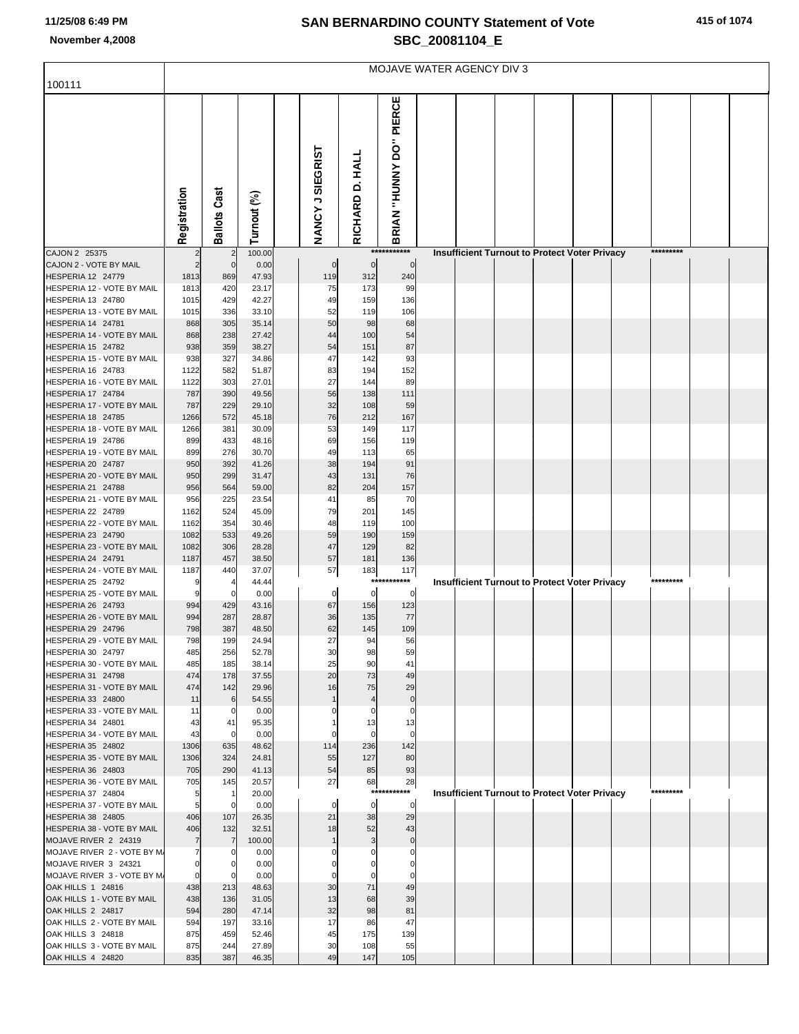# SAN BERNARDINO COUNTY Statement of Vote

## SBC_20081104_E

November 4,2008

MOJAVE WATER AGENCY DIV 3

100111

| | Registration | Ballots Cast | Turnout (%) | NANCY J SIEGRIST | RICHARD D. HALL | BRIAN "HUNNY DO" PIERCE |
|---|---|---|---|---|---|---|
| CAJON 2 25375 | 2 | 2 | 100.00 | | | *********** Insufficient Turnout to Protect Voter Privacy ********* |
| CAJON 2 - VOTE BY MAIL | 2 | 0 | 0.00 | 0 | 0 | 0 |
| HESPERIA 12 24779 | 1813 | 869 | 47.93 | 119 | 312 | 240 |
| HESPERIA 12 - VOTE BY MAIL | 1813 | 420 | 23.17 | 75 | 173 | 99 |
| HESPERIA 13 24780 | 1015 | 429 | 42.27 | 49 | 159 | 136 |
| HESPERIA 13 - VOTE BY MAIL | 1015 | 336 | 33.10 | 52 | 119 | 106 |
| HESPERIA 14 24781 | 868 | 305 | 35.14 | 50 | 98 | 68 |
| HESPERIA 14 - VOTE BY MAIL | 868 | 238 | 27.42 | 44 | 100 | 54 |
| HESPERIA 15 24782 | 938 | 359 | 38.27 | 54 | 151 | 87 |
| HESPERIA 15 - VOTE BY MAIL | 938 | 327 | 34.86 | 47 | 142 | 93 |
| HESPERIA 16 24783 | 1122 | 582 | 51.87 | 83 | 194 | 152 |
| HESPERIA 16 - VOTE BY MAIL | 1122 | 303 | 27.01 | 27 | 144 | 89 |
| HESPERIA 17 24784 | 787 | 390 | 49.56 | 56 | 138 | 111 |
| HESPERIA 17 - VOTE BY MAIL | 787 | 229 | 29.10 | 32 | 108 | 59 |
| HESPERIA 18 24785 | 1266 | 572 | 45.18 | 76 | 212 | 167 |
| HESPERIA 18 - VOTE BY MAIL | 1266 | 381 | 30.09 | 53 | 149 | 117 |
| HESPERIA 19 24786 | 899 | 433 | 48.16 | 69 | 156 | 119 |
| HESPERIA 19 - VOTE BY MAIL | 899 | 276 | 30.70 | 49 | 113 | 65 |
| HESPERIA 20 24787 | 950 | 392 | 41.26 | 38 | 194 | 91 |
| HESPERIA 20 - VOTE BY MAIL | 950 | 299 | 31.47 | 43 | 131 | 76 |
| HESPERIA 21 24788 | 956 | 564 | 59.00 | 82 | 204 | 157 |
| HESPERIA 21 - VOTE BY MAIL | 956 | 225 | 23.54 | 41 | 85 | 70 |
| HESPERIA 22 24789 | 1162 | 524 | 45.09 | 79 | 201 | 145 |
| HESPERIA 22 - VOTE BY MAIL | 1162 | 354 | 30.46 | 48 | 119 | 100 |
| HESPERIA 23 24790 | 1082 | 533 | 49.26 | 59 | 190 | 159 |
| HESPERIA 23 - VOTE BY MAIL | 1082 | 306 | 28.28 | 47 | 129 | 82 |
| HESPERIA 24 24791 | 1187 | 457 | 38.50 | 57 | 181 | 136 |
| HESPERIA 24 - VOTE BY MAIL | 1187 | 440 | 37.07 | 57 | 183 | 117 |
| HESPERIA 25 24792 | 9 | 4 | 44.44 | | | *********** Insufficient Turnout to Protect Voter Privacy ********* |
| HESPERIA 25 - VOTE BY MAIL | 9 | 0 | 0.00 | 0 | 0 | 0 |
| HESPERIA 26 24793 | 994 | 429 | 43.16 | 67 | 156 | 123 |
| HESPERIA 26 - VOTE BY MAIL | 994 | 287 | 28.87 | 36 | 135 | 77 |
| HESPERIA 29 24796 | 798 | 387 | 48.50 | 62 | 145 | 109 |
| HESPERIA 29 - VOTE BY MAIL | 798 | 199 | 24.94 | 27 | 94 | 56 |
| HESPERIA 30 24797 | 485 | 256 | 52.78 | 30 | 98 | 59 |
| HESPERIA 30 - VOTE BY MAIL | 485 | 185 | 38.14 | 25 | 90 | 41 |
| HESPERIA 31 24798 | 474 | 178 | 37.55 | 20 | 73 | 49 |
| HESPERIA 31 - VOTE BY MAIL | 474 | 142 | 29.96 | 16 | 75 | 29 |
| HESPERIA 33 24800 | 11 | 6 | 54.55 | 1 | 4 | 0 |
| HESPERIA 33 - VOTE BY MAIL | 11 | 0 | 0.00 | 0 | 0 | 0 |
| HESPERIA 34 24801 | 43 | 41 | 95.35 | 1 | 13 | 13 |
| HESPERIA 34 - VOTE BY MAIL | 43 | 0 | 0.00 | 0 | 0 | 0 |
| HESPERIA 35 24802 | 1306 | 635 | 48.62 | 114 | 236 | 142 |
| HESPERIA 35 - VOTE BY MAIL | 1306 | 324 | 24.81 | 55 | 127 | 80 |
| HESPERIA 36 24803 | 705 | 290 | 41.13 | 54 | 85 | 93 |
| HESPERIA 36 - VOTE BY MAIL | 705 | 145 | 20.57 | 27 | 68 | 28 |
| HESPERIA 37 24804 | 5 | 1 | 20.00 | | | *********** Insufficient Turnout to Protect Voter Privacy ********* |
| HESPERIA 37 - VOTE BY MAIL | 5 | 0 | 0.00 | 0 | 0 | 0 |
| HESPERIA 38 24805 | 406 | 107 | 26.35 | 21 | 38 | 29 |
| HESPERIA 38 - VOTE BY MAIL | 406 | 132 | 32.51 | 18 | 52 | 43 |
| MOJAVE RIVER 2 24319 | 7 | 7 | 100.00 | 1 | 3 | 0 |
| MOJAVE RIVER 2 - VOTE BY MA | 7 | 0 | 0.00 | 0 | 0 | 0 |
| MOJAVE RIVER 3 24321 | 0 | 0 | 0.00 | 0 | 0 | 0 |
| MOJAVE RIVER 3 - VOTE BY MA | 0 | 0 | 0.00 | 0 | 0 | 0 |
| OAK HILLS 1 24816 | 438 | 213 | 48.63 | 30 | 71 | 49 |
| OAK HILLS 1 - VOTE BY MAIL | 438 | 136 | 31.05 | 13 | 68 | 39 |
| OAK HILLS 2 24817 | 594 | 280 | 47.14 | 32 | 98 | 81 |
| OAK HILLS 2 - VOTE BY MAIL | 594 | 197 | 33.16 | 17 | 86 | 47 |
| OAK HILLS 3 24818 | 875 | 459 | 52.46 | 45 | 175 | 139 |
| OAK HILLS 3 - VOTE BY MAIL | 875 | 244 | 27.89 | 30 | 108 | 55 |
| OAK HILLS 4 24820 | 835 | 387 | 46.35 | 49 | 147 | 105 |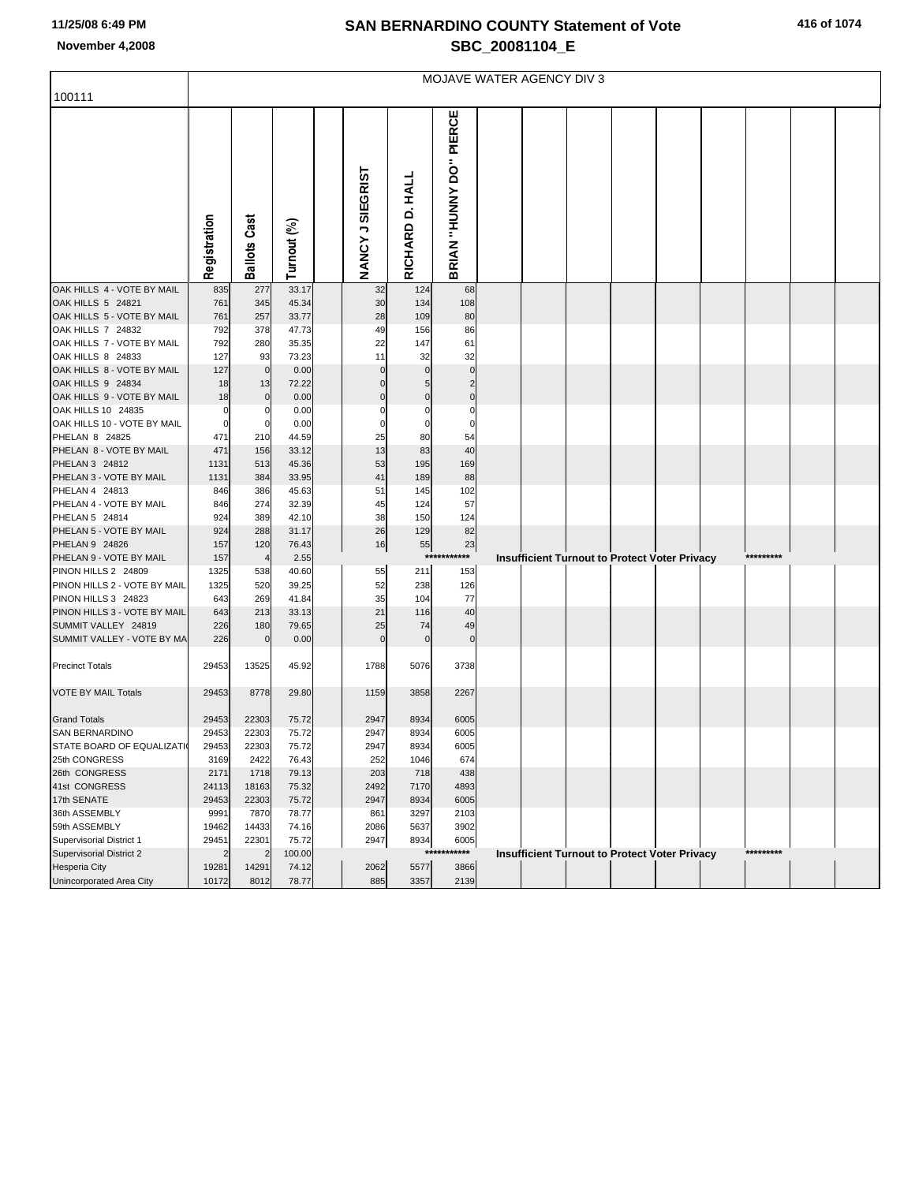## SAN BERNARDINO COUNTY Statement of Vote

## SBC_20081104_E

November 4,2008

### MOJAVE WATER AGENCY DIV 3

| 100111 | Registration | Ballots Cast | Turnout (%) | | NANCY J SIEGRIST | RICHARD D. HALL | BRIAN "HUNNY DO" PIERCE |
|---|---|---|---|---|---|---|---|
| OAK HILLS 4 - VOTE BY MAIL | 835 | 277 | 33.17 | | 32 | 124 | 68 |
| OAK HILLS 5 24821 | 761 | 345 | 45.34 | | 30 | 134 | 108 |
| OAK HILLS 5 - VOTE BY MAIL | 761 | 257 | 33.77 | | 28 | 109 | 80 |
| OAK HILLS 7 24832 | 792 | 378 | 47.73 | | 49 | 156 | 86 |
| OAK HILLS 7 - VOTE BY MAIL | 792 | 280 | 35.35 | | 22 | 147 | 61 |
| OAK HILLS 8 24833 | 127 | 93 | 73.23 | | 11 | 32 | 32 |
| OAK HILLS 8 - VOTE BY MAIL | 127 | 0 | 0.00 | | 0 | 0 | 0 |
| OAK HILLS 9 24834 | 18 | 13 | 72.22 | | 0 | 5 | 2 |
| OAK HILLS 9 - VOTE BY MAIL | 18 | 0 | 0.00 | | 0 | 0 | 0 |
| OAK HILLS 10 24835 | 0 | 0 | 0.00 | | 0 | 0 | 0 |
| OAK HILLS 10 - VOTE BY MAIL | 0 | 0 | 0.00 | | 0 | 0 | 0 |
| PHELAN 8 24825 | 471 | 210 | 44.59 | | 25 | 80 | 54 |
| PHELAN 8 - VOTE BY MAIL | 471 | 156 | 33.12 | | 13 | 83 | 40 |
| PHELAN 3 24812 | 1131 | 513 | 45.36 | | 53 | 195 | 169 |
| PHELAN 3 - VOTE BY MAIL | 1131 | 384 | 33.95 | | 41 | 189 | 88 |
| PHELAN 4 24813 | 846 | 386 | 45.63 | | 51 | 145 | 102 |
| PHELAN 4 - VOTE BY MAIL | 846 | 274 | 32.39 | | 45 | 124 | 57 |
| PHELAN 5 24814 | 924 | 389 | 42.10 | | 38 | 150 | 124 |
| PHELAN 5 - VOTE BY MAIL | 924 | 288 | 31.17 | | 26 | 129 | 82 |
| PHELAN 9 24826 | 157 | 120 | 76.43 | | 16 | 55 | 23 |
| PHELAN 9 - VOTE BY MAIL | 157 | 4 | 2.55 | | *********** Insufficient Turnout to Protect Voter Privacy ********* | | |
| PINON HILLS 2 24809 | 1325 | 538 | 40.60 | | 55 | 211 | 153 |
| PINON HILLS 2 - VOTE BY MAIL | 1325 | 520 | 39.25 | | 52 | 238 | 126 |
| PINON HILLS 3 24823 | 643 | 269 | 41.84 | | 35 | 104 | 77 |
| PINON HILLS 3 - VOTE BY MAIL | 643 | 213 | 33.13 | | 21 | 116 | 40 |
| SUMMIT VALLEY 24819 | 226 | 180 | 79.65 | | 25 | 74 | 49 |
| SUMMIT VALLEY - VOTE BY MA | 226 | 0 | 0.00 | | 0 | 0 | 0 |
| Precinct Totals | 29453 | 13525 | 45.92 | | 1788 | 5076 | 3738 |
| VOTE BY MAIL Totals | 29453 | 8778 | 29.80 | | 1159 | 3858 | 2267 |
| Grand Totals | 29453 | 22303 | 75.72 | | 2947 | 8934 | 6005 |
| SAN BERNARDINO | 29453 | 22303 | 75.72 | | 2947 | 8934 | 6005 |
| STATE BOARD OF EQUALIZATI | 29453 | 22303 | 75.72 | | 2947 | 8934 | 6005 |
| 25th CONGRESS | 3169 | 2422 | 76.43 | | 252 | 1046 | 674 |
| 26th CONGRESS | 2171 | 1718 | 79.13 | | 203 | 718 | 438 |
| 41st CONGRESS | 24113 | 18163 | 75.32 | | 2492 | 7170 | 4893 |
| 17th SENATE | 29453 | 22303 | 75.72 | | 2947 | 8934 | 6005 |
| 36th ASSEMBLY | 9991 | 7870 | 78.77 | | 861 | 3297 | 2103 |
| 59th ASSEMBLY | 19462 | 14433 | 74.16 | | 2086 | 5637 | 3902 |
| Supervisorial District 1 | 29451 | 22301 | 75.72 | | 2947 | 8934 | 6005 |
| Supervisorial District 2 | 2 | 2 | 100.00 | | *********** Insufficient Turnout to Protect Voter Privacy ********* | | |
| Hesperia City | 19281 | 14291 | 74.12 | | 2062 | 5577 | 3866 |
| Unincorporated Area City | 10172 | 8012 | 78.77 | | 885 | 3357 | 2139 |